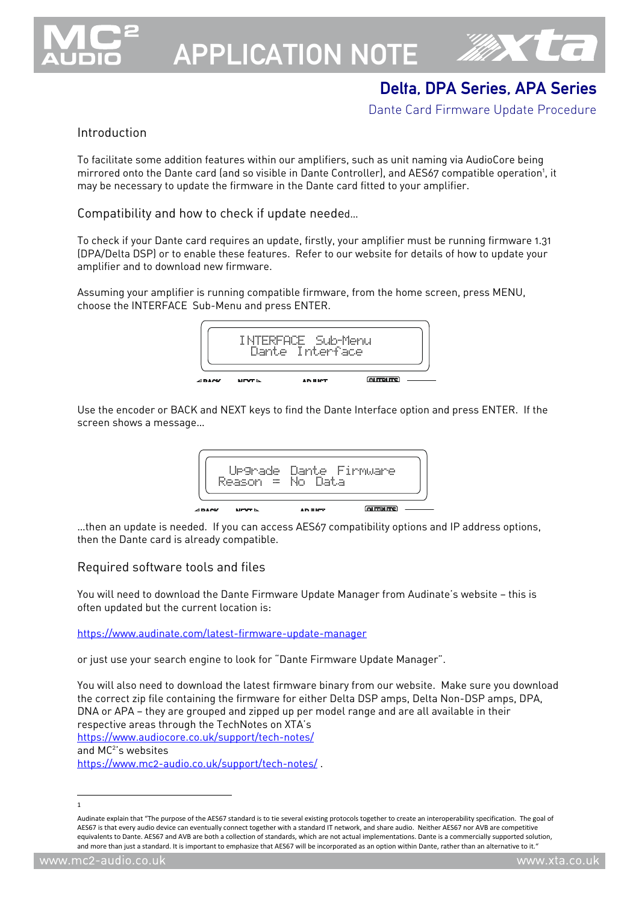# APPLICATION NOTE

## Delta, DPA Series, APA Series

Dante Card Firmware Update Procedure

### Introduction

To facilitate some addition features within our amplifiers, such as unit naming via AudioCore being mirrored onto the Dante card (and so visible in Dante Controller), and AES67 compatible operation[1], it may be necessary to update the firmware in the Dante card fitted to your amplifier.

### Compatibility and how to check if update needed...

To check if your Dante card requires an update, firstly, your amplifier must be running firmware 1.31 (DPA/Delta DSP) or to enable these features. Refer to our website for details of how to update your amplifier and to download new firmware.

Assuming your amplifier is running compatible firmware, from the home screen, press MENU, choose the INTERFACE Sub-Menu and press ENTER.

```
INTERFACE Sub-Menu
 Dante Interface
```

Use the encoder or BACK and NEXT keys to find the Dante Interface option and press ENTER. If the screen shows a message...

```
 Upgrade Dante Firmware
Reason = No Data
```

...then an update is needed. If you can access AES67 compatibility options and IP address options, then the Dante card is already compatible.

### Required software tools and files

You will need to download the Dante Firmware Update Manager from Audinate's website – this is often updated but the current location is:

https://www.audinate.com/latest-firmware-update-manager

or just use your search engine to look for "Dante Firmware Update Manager".

You will also need to download the latest firmware binary from our website. Make sure you download the correct zip file containing the firmware for either Delta DSP amps, Delta Non-DSP amps, DPA, DNA or APA – they are grouped and zipped up per model range and are all available in their respective areas through the TechNotes on XTA's
https://www.audiocore.co.uk/support/tech-notes/
and MC²'s websites
https://www.mc2-audio.co.uk/support/tech-notes/ .

---

1

Audinate explain that "The purpose of the AES67 standard is to tie several existing protocols together to create an interoperability specification. The goal of AES67 is that every audio device can eventually connect together with a standard IT network, and share audio. Neither AES67 nor AVB are competitive equivalents to Dante. AES67 and AVB are both a collection of standards, which are not actual implementations. Dante is a commercially supported solution, and more than just a standard. It is important to emphasize that AES67 will be incorporated as an option within Dante, rather than an alternative to it."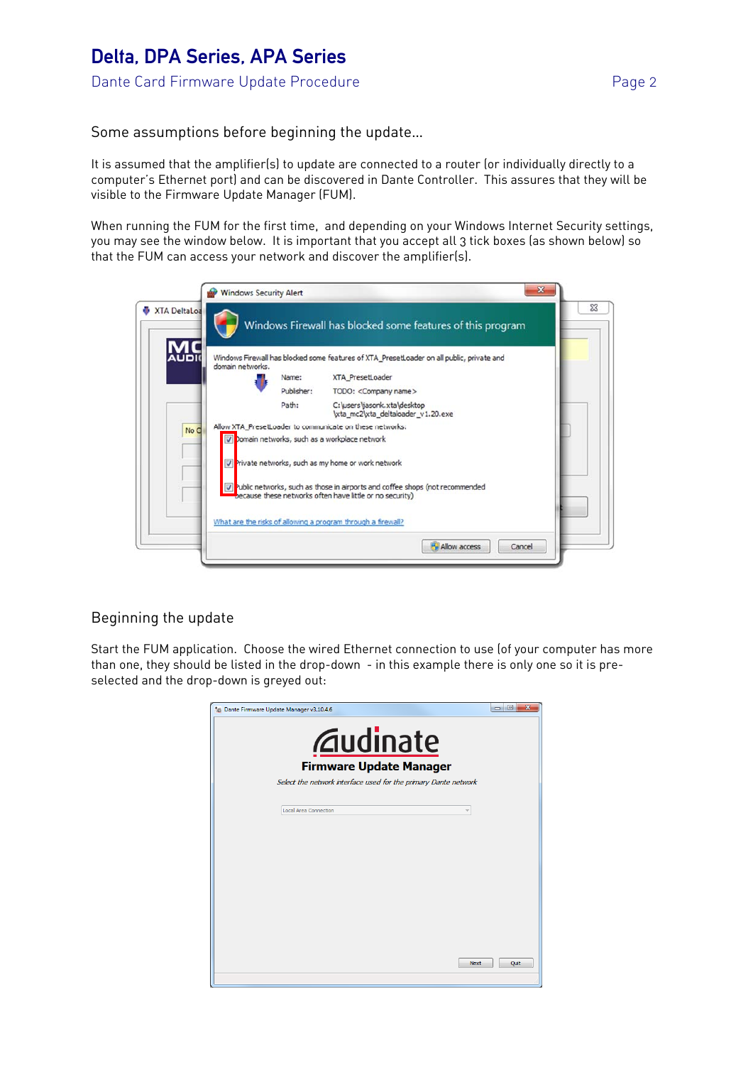## Some assumptions before beginning the update...

It is assumed that the amplifier(s) to update are connected to a router (or individually directly to a computer's Ethernet port) and can be discovered in Dante Controller. This assures that they will be visible to the Firmware Update Manager (FUM).

When running the FUM for the first time, and depending on your Windows Internet Security settings, you may see the window below. It is important that you accept all 3 tick boxes (as shown below) so that the FUM can access your network and discover the amplifier(s).

## Beginning the update

Start the FUM application. Choose the wired Ethernet connection to use (of your computer has more than one, they should be listed in the drop-down - in this example there is only one so it is pre-selected and the drop-down is greyed out: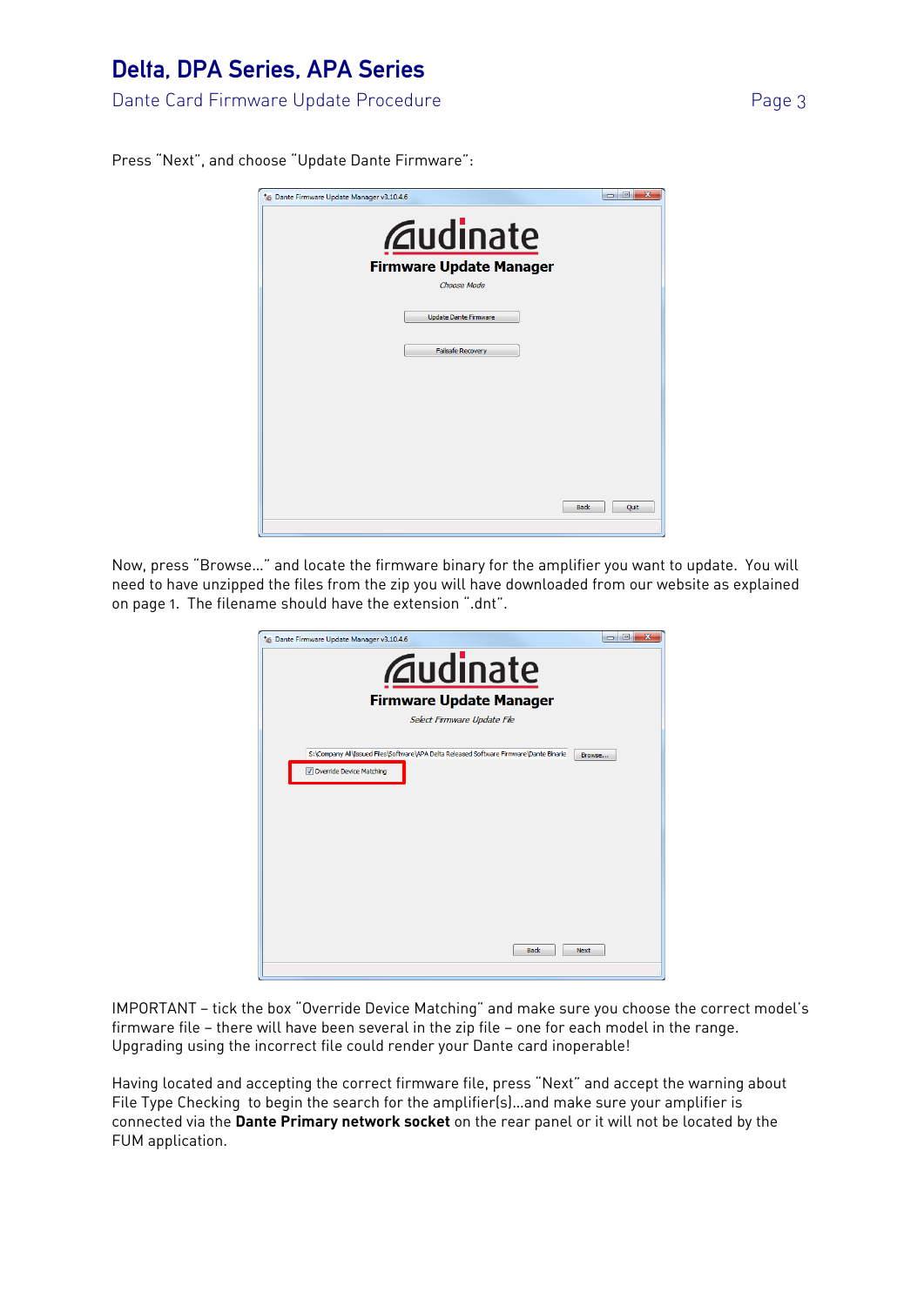Press “Next”, and choose “Update Dante Firmware”:

Now, press “Browse…” and locate the firmware binary for the amplifier you want to update. You will need to have unzipped the files from the zip you will have downloaded from our website as explained on page 1. The filename should have the extension “.dnt”.

IMPORTANT – tick the box “Override Device Matching” and make sure you choose the correct model’s firmware file – there will have been several in the zip file – one for each model in the range. Upgrading using the incorrect file could render your Dante card inoperable!

Having located and accepting the correct firmware file, press “Next” and accept the warning about File Type Checking to begin the search for the amplifier(s)…and make sure your amplifier is connected via the **Dante Primary network socket** on the rear panel or it will not be located by the FUM application.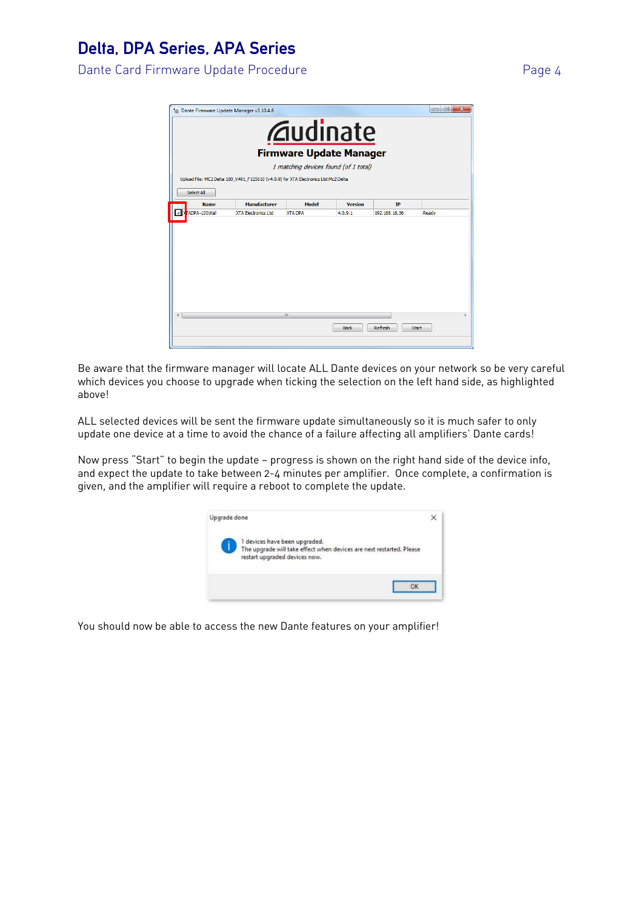Be aware that the firmware manager will locate ALL Dante devices on your network so be very careful which devices you choose to upgrade when ticking the selection on the left hand side, as highlighted above!

ALL selected devices will be sent the firmware update simultaneously so it is much safer to only update one device at a time to avoid the chance of a failure affecting all amplifiers' Dante cards!

Now press "Start" to begin the update – progress is shown on the right hand side of the device info, and expect the update to take between 2-4 minutes per amplifier. Once complete, a confirmation is given, and the amplifier will require a reboot to complete the update.

You should now be able to access the new Dante features on your amplifier!